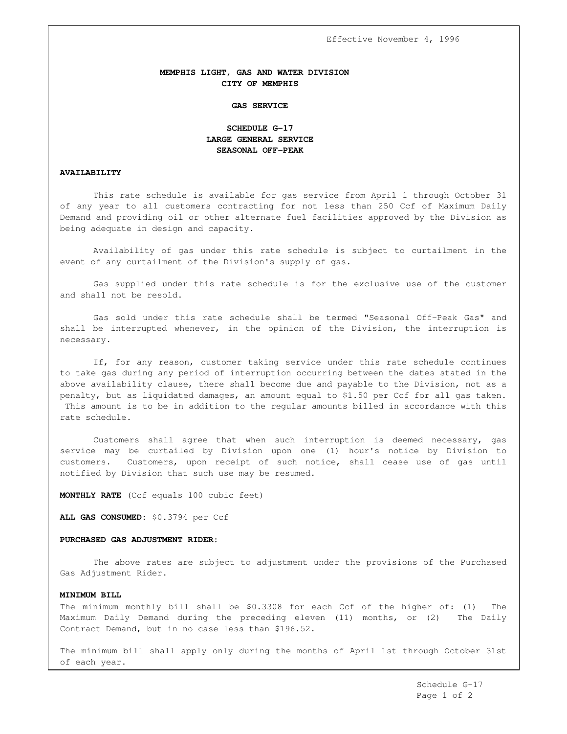Effective November 4, 1996

# MEMPHIS LIGHT, GAS AND WATER DIVISION
# CITY OF MEMPHIS

## GAS SERVICE

## SCHEDULE G-17
## LARGE GENERAL SERVICE
## SEASONAL OFF-PEAK

**AVAILABILITY**

This rate schedule is available for gas service from April 1 through October 31 of any year to all customers contracting for not less than 250 Ccf of Maximum Daily Demand and providing oil or other alternate fuel facilities approved by the Division as being adequate in design and capacity.

Availability of gas under this rate schedule is subject to curtailment in the event of any curtailment of the Division's supply of gas.

Gas supplied under this rate schedule is for the exclusive use of the customer and shall not be resold.

Gas sold under this rate schedule shall be termed "Seasonal Off-Peak Gas" and shall be interrupted whenever, in the opinion of the Division, the interruption is necessary.

If, for any reason, customer taking service under this rate schedule continues to take gas during any period of interruption occurring between the dates stated in the above availability clause, there shall become due and payable to the Division, not as a penalty, but as liquidated damages, an amount equal to $1.50 per Ccf for all gas taken. This amount is to be in addition to the regular amounts billed in accordance with this rate schedule.

Customers shall agree that when such interruption is deemed necessary, gas service may be curtailed by Division upon one (1) hour's notice by Division to customers. Customers, upon receipt of such notice, shall cease use of gas until notified by Division that such use may be resumed.

**MONTHLY RATE** (Ccf equals 100 cubic feet)

**ALL GAS CONSUMED:** $0.3794 per Ccf

**PURCHASED GAS ADJUSTMENT RIDER:**

The above rates are subject to adjustment under the provisions of the Purchased Gas Adjustment Rider.

**MINIMUM BILL**

The minimum monthly bill shall be $0.3308 for each Ccf of the higher of: (1) The Maximum Daily Demand during the preceding eleven (11) months, or (2) The Daily Contract Demand, but in no case less than $196.52.

The minimum bill shall apply only during the months of April 1st through October 31st of each year.

Schedule G-17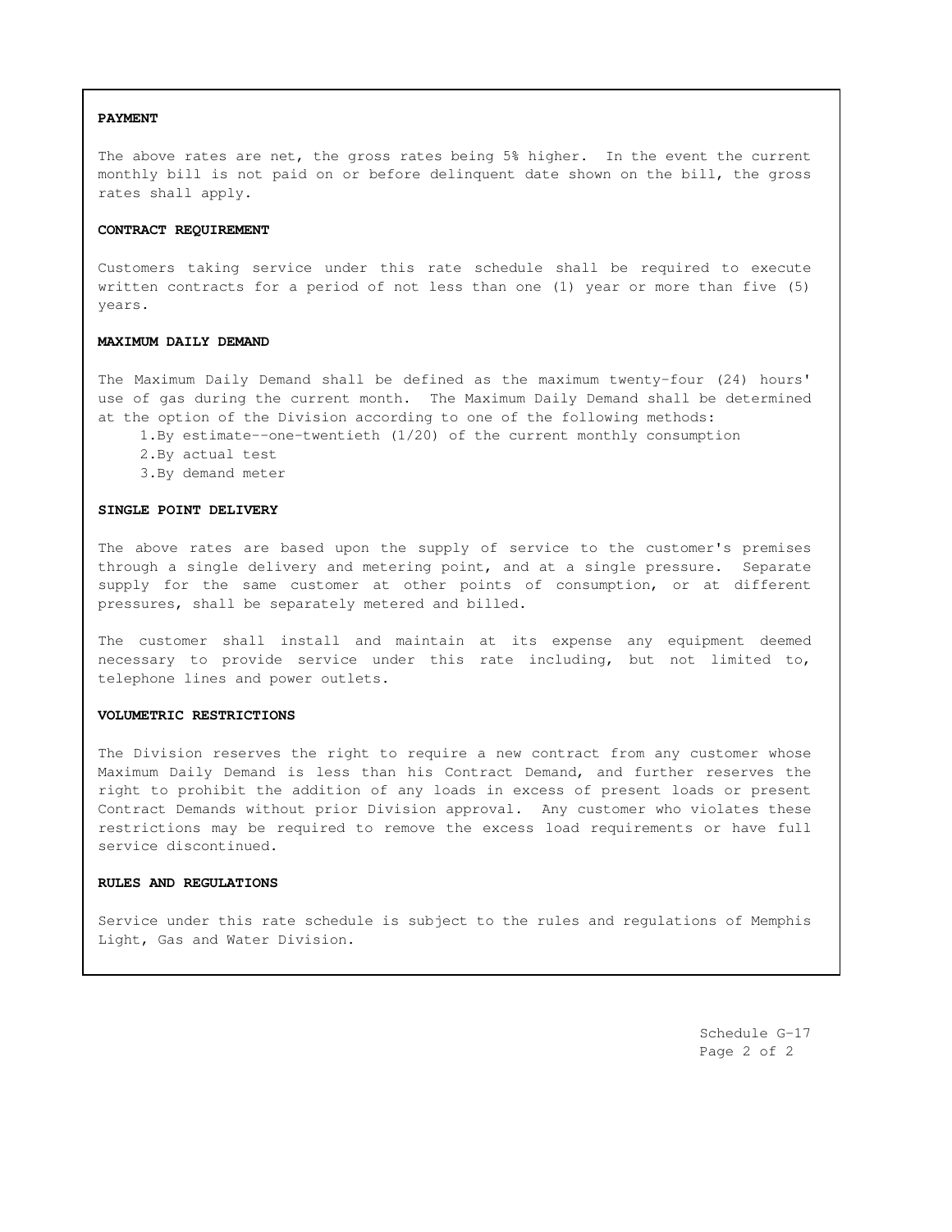**PAYMENT**

The above rates are net, the gross rates being 5% higher. In the event the current monthly bill is not paid on or before delinquent date shown on the bill, the gross rates shall apply.

**CONTRACT REQUIREMENT**

Customers taking service under this rate schedule shall be required to execute written contracts for a period of not less than one (1) year or more than five (5) years.

**MAXIMUM DAILY DEMAND**

The Maximum Daily Demand shall be defined as the maximum twenty-four (24) hours' use of gas during the current month. The Maximum Daily Demand shall be determined at the option of the Division according to one of the following methods:

1. By estimate--one-twentieth (1/20) of the current monthly consumption
2. By actual test
3. By demand meter

**SINGLE POINT DELIVERY**

The above rates are based upon the supply of service to the customer's premises through a single delivery and metering point, and at a single pressure. Separate supply for the same customer at other points of consumption, or at different pressures, shall be separately metered and billed.

The customer shall install and maintain at its expense any equipment deemed necessary to provide service under this rate including, but not limited to, telephone lines and power outlets.

**VOLUMETRIC RESTRICTIONS**

The Division reserves the right to require a new contract from any customer whose Maximum Daily Demand is less than his Contract Demand, and further reserves the right to prohibit the addition of any loads in excess of present loads or present Contract Demands without prior Division approval. Any customer who violates these restrictions may be required to remove the excess load requirements or have full service discontinued.

**RULES AND REGULATIONS**

Service under this rate schedule is subject to the rules and regulations of Memphis Light, Gas and Water Division.

Schedule G-17